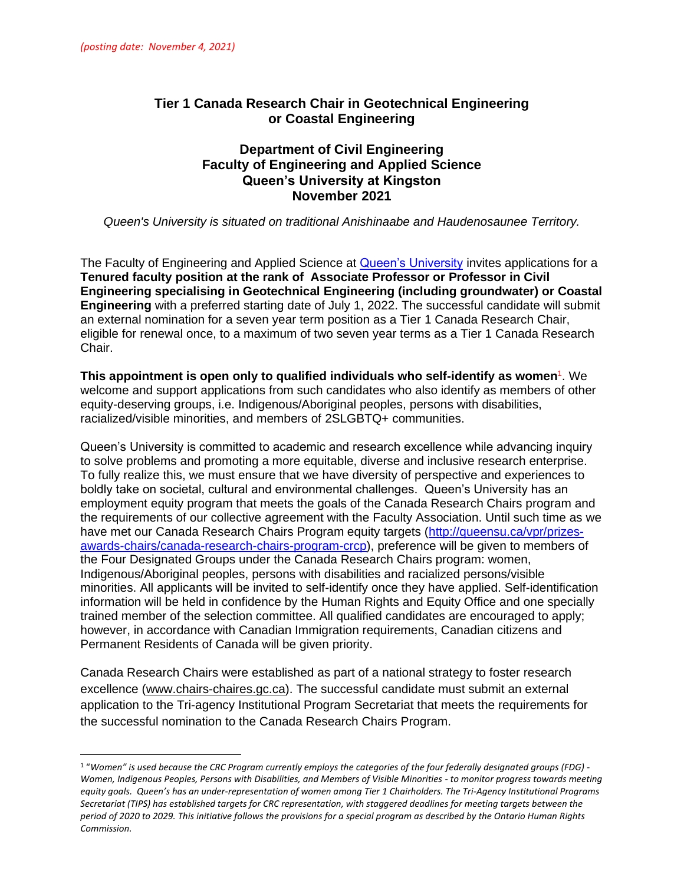*(posting date: November 4, 2021)*

# Tier 1 Canada Research Chair in Geotechnical Engineering or Coastal Engineering

## Department of Civil Engineering
## Faculty of Engineering and Applied Science
## Queen's University at Kingston
## November 2021

*Queen's University is situated on traditional Anishinaabe and Haudenosaunee Territory.*

The Faculty of Engineering and Applied Science at [Queen's University](http://www.queensu.ca) invites applications for a **Tenured faculty position at the rank of Associate Professor or Professor in Civil Engineering specialising in Geotechnical Engineering (including groundwater) or Coastal Engineering** with a preferred starting date of July 1, 2022. The successful candidate will submit an external nomination for a seven year term position as a Tier 1 Canada Research Chair, eligible for renewal once, to a maximum of two seven year terms as a Tier 1 Canada Research Chair.

**This appointment is open only to qualified individuals who self-identify as women**[1]. We welcome and support applications from such candidates who also identify as members of other equity-deserving groups, i.e. Indigenous/Aboriginal peoples, persons with disabilities, racialized/visible minorities, and members of 2SLGBTQ+ communities.

Queen's University is committed to academic and research excellence while advancing inquiry to solve problems and promoting a more equitable, diverse and inclusive research enterprise. To fully realize this, we must ensure that we have diversity of perspective and experiences to boldly take on societal, cultural and environmental challenges. Queen's University has an employment equity program that meets the goals of the Canada Research Chairs program and the requirements of our collective agreement with the Faculty Association. Until such time as we have met our Canada Research Chairs Program equity targets ([http://queensu.ca/vpr/prizes-awards-chairs/canada-research-chairs-program-crcp](http://queensu.ca/vpr/prizes-awards-chairs/canada-research-chairs-program-crcp)), preference will be given to members of the Four Designated Groups under the Canada Research Chairs program: women, Indigenous/Aboriginal peoples, persons with disabilities and racialized persons/visible minorities. All applicants will be invited to self-identify once they have applied. Self-identification information will be held in confidence by the Human Rights and Equity Office and one specially trained member of the selection committee. All qualified candidates are encouraged to apply; however, in accordance with Canadian Immigration requirements, Canadian citizens and Permanent Residents of Canada will be given priority.

Canada Research Chairs were established as part of a national strategy to foster research excellence (www.chairs-chaires.gc.ca). The successful candidate must submit an external application to the Tri-agency Institutional Program Secretariat that meets the requirements for the successful nomination to the Canada Research Chairs Program.

---

[1] *"Women" is used because the CRC Program currently employs the categories of the four federally designated groups (FDG) - Women, Indigenous Peoples, Persons with Disabilities, and Members of Visible Minorities - to monitor progress towards meeting equity goals. Queen's has an under-representation of women among Tier 1 Chairholders. The Tri-Agency Institutional Programs Secretariat (TIPS) has established targets for CRC representation, with staggered deadlines for meeting targets between the period of 2020 to 2029. This initiative follows the provisions for a special program as described by the Ontario Human Rights Commission.*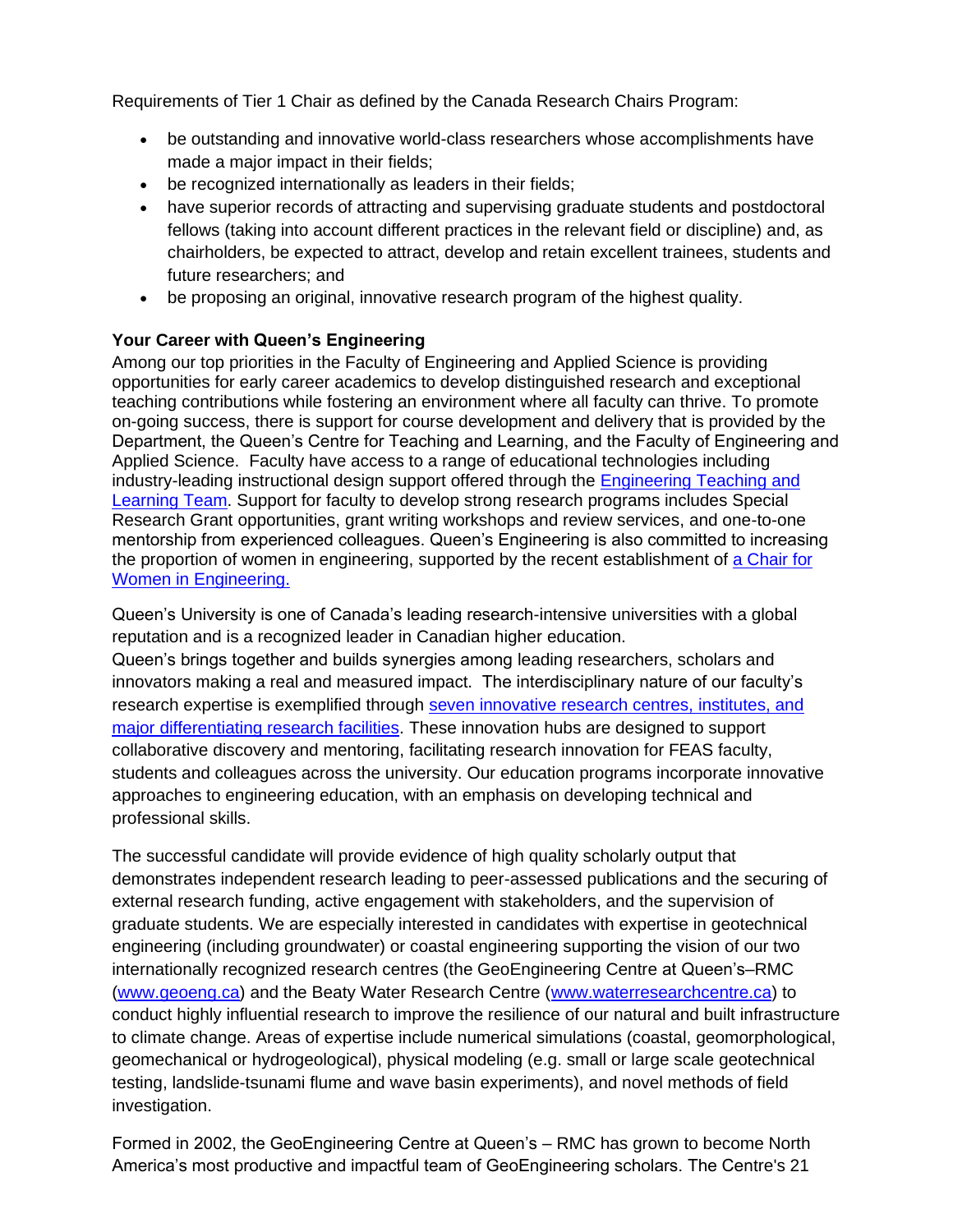Requirements of Tier 1 Chair as defined by the Canada Research Chairs Program:

- be outstanding and innovative world-class researchers whose accomplishments have made a major impact in their fields;
- be recognized internationally as leaders in their fields;
- have superior records of attracting and supervising graduate students and postdoctoral fellows (taking into account different practices in the relevant field or discipline) and, as chairholders, be expected to attract, develop and retain excellent trainees, students and future researchers; and
- be proposing an original, innovative research program of the highest quality.

**Your Career with Queen's Engineering**

Among our top priorities in the Faculty of Engineering and Applied Science is providing opportunities for early career academics to develop distinguished research and exceptional teaching contributions while fostering an environment where all faculty can thrive. To promote on-going success, there is support for course development and delivery that is provided by the Department, the Queen's Centre for Teaching and Learning, and the Faculty of Engineering and Applied Science. Faculty have access to a range of educational technologies including industry-leading instructional design support offered through the Engineering Teaching and Learning Team. Support for faculty to develop strong research programs includes Special Research Grant opportunities, grant writing workshops and review services, and one-to-one mentorship from experienced colleagues. Queen's Engineering is also committed to increasing the proportion of women in engineering, supported by the recent establishment of a Chair for Women in Engineering.

Queen's University is one of Canada's leading research-intensive universities with a global reputation and is a recognized leader in Canadian higher education.
Queen's brings together and builds synergies among leading researchers, scholars and innovators making a real and measured impact. The interdisciplinary nature of our faculty's research expertise is exemplified through seven innovative research centres, institutes, and major differentiating research facilities. These innovation hubs are designed to support collaborative discovery and mentoring, facilitating research innovation for FEAS faculty, students and colleagues across the university. Our education programs incorporate innovative approaches to engineering education, with an emphasis on developing technical and professional skills.

The successful candidate will provide evidence of high quality scholarly output that demonstrates independent research leading to peer-assessed publications and the securing of external research funding, active engagement with stakeholders, and the supervision of graduate students. We are especially interested in candidates with expertise in geotechnical engineering (including groundwater) or coastal engineering supporting the vision of our two internationally recognized research centres (the GeoEngineering Centre at Queen's–RMC (www.geoeng.ca) and the Beaty Water Research Centre (www.waterresearchcentre.ca) to conduct highly influential research to improve the resilience of our natural and built infrastructure to climate change. Areas of expertise include numerical simulations (coastal, geomorphological, geomechanical or hydrogeological), physical modeling (e.g. small or large scale geotechnical testing, landslide-tsunami flume and wave basin experiments), and novel methods of field investigation.

Formed in 2002, the GeoEngineering Centre at Queen's – RMC has grown to become North America's most productive and impactful team of GeoEngineering scholars. The Centre's 21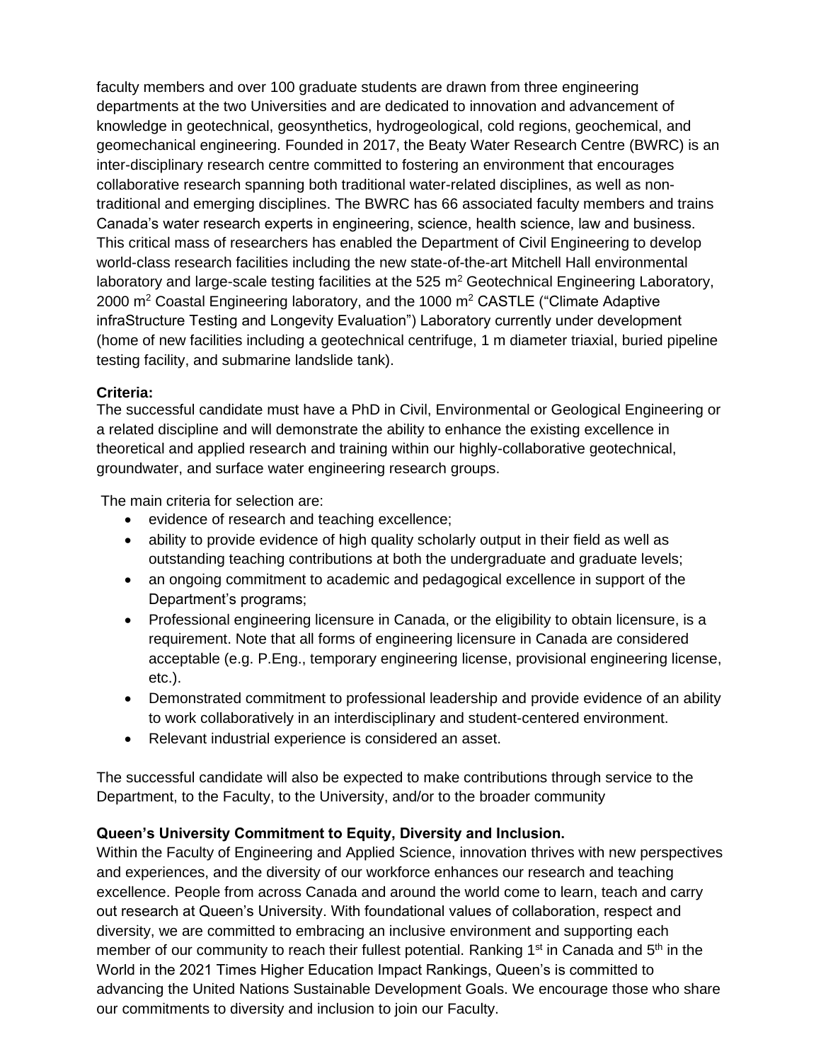faculty members and over 100 graduate students are drawn from three engineering departments at the two Universities and are dedicated to innovation and advancement of knowledge in geotechnical, geosynthetics, hydrogeological, cold regions, geochemical, and geomechanical engineering. Founded in 2017, the Beaty Water Research Centre (BWRC) is an inter-disciplinary research centre committed to fostering an environment that encourages collaborative research spanning both traditional water-related disciplines, as well as non-traditional and emerging disciplines. The BWRC has 66 associated faculty members and trains Canada's water research experts in engineering, science, health science, law and business. This critical mass of researchers has enabled the Department of Civil Engineering to develop world-class research facilities including the new state-of-the-art Mitchell Hall environmental laboratory and large-scale testing facilities at the 525 $m^2$ Geotechnical Engineering Laboratory, 2000 $m^2$ Coastal Engineering laboratory, and the 1000 $m^2$ CASTLE ("Climate Adaptive infraStructure Testing and Longevity Evaluation") Laboratory currently under development (home of new facilities including a geotechnical centrifuge, 1 m diameter triaxial, buried pipeline testing facility, and submarine landslide tank).

**Criteria:**
The successful candidate must have a PhD in Civil, Environmental or Geological Engineering or a related discipline and will demonstrate the ability to enhance the existing excellence in theoretical and applied research and training within our highly-collaborative geotechnical, groundwater, and surface water engineering research groups.

The main criteria for selection are:

- evidence of research and teaching excellence;
- ability to provide evidence of high quality scholarly output in their field as well as outstanding teaching contributions at both the undergraduate and graduate levels;
- an ongoing commitment to academic and pedagogical excellence in support of the Department's programs;
- Professional engineering licensure in Canada, or the eligibility to obtain licensure, is a requirement. Note that all forms of engineering licensure in Canada are considered acceptable (e.g. P.Eng., temporary engineering license, provisional engineering license, etc.).
- Demonstrated commitment to professional leadership and provide evidence of an ability to work collaboratively in an interdisciplinary and student-centered environment.
- Relevant industrial experience is considered an asset.

The successful candidate will also be expected to make contributions through service to the Department, to the Faculty, to the University, and/or to the broader community

**Queen's University Commitment to Equity, Diversity and Inclusion.**
Within the Faculty of Engineering and Applied Science, innovation thrives with new perspectives and experiences, and the diversity of our workforce enhances our research and teaching excellence. People from across Canada and around the world come to learn, teach and carry out research at Queen's University. With foundational values of collaboration, respect and diversity, we are committed to embracing an inclusive environment and supporting each member of our community to reach their fullest potential. Ranking 1st in Canada and 5th in the World in the 2021 Times Higher Education Impact Rankings, Queen's is committed to advancing the United Nations Sustainable Development Goals. We encourage those who share our commitments to diversity and inclusion to join our Faculty.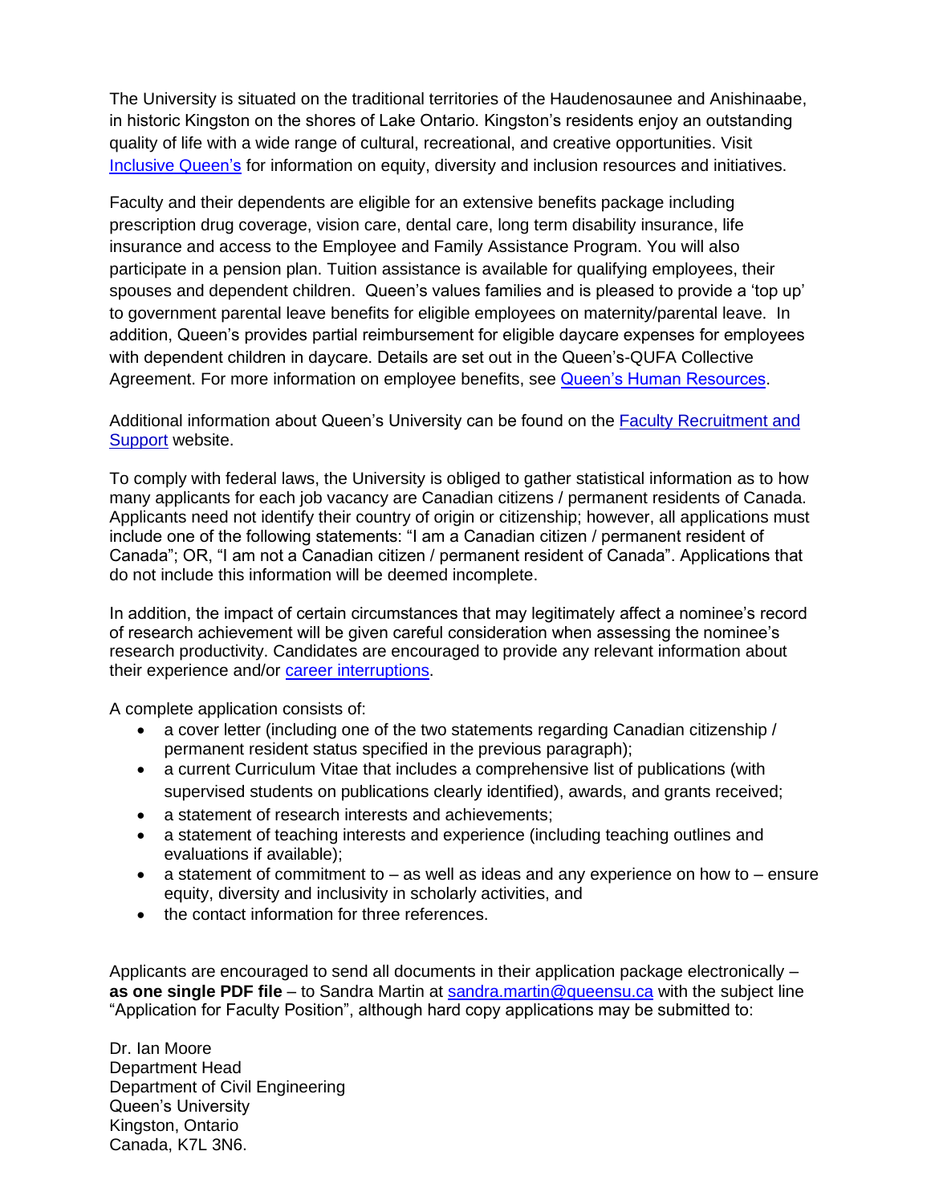The University is situated on the traditional territories of the Haudenosaunee and Anishinaabe, in historic Kingston on the shores of Lake Ontario. Kingston's residents enjoy an outstanding quality of life with a wide range of cultural, recreational, and creative opportunities. Visit [Inclusive Queen's](#) for information on equity, diversity and inclusion resources and initiatives.

Faculty and their dependents are eligible for an extensive benefits package including prescription drug coverage, vision care, dental care, long term disability insurance, life insurance and access to the Employee and Family Assistance Program. You will also participate in a pension plan. Tuition assistance is available for qualifying employees, their spouses and dependent children. Queen's values families and is pleased to provide a 'top up' to government parental leave benefits for eligible employees on maternity/parental leave. In addition, Queen's provides partial reimbursement for eligible daycare expenses for employees with dependent children in daycare. Details are set out in the Queen's-QUFA Collective Agreement. For more information on employee benefits, see [Queen's Human Resources](#).

Additional information about Queen's University can be found on the [Faculty Recruitment and Support](#) website.

To comply with federal laws, the University is obliged to gather statistical information as to how many applicants for each job vacancy are Canadian citizens / permanent residents of Canada. Applicants need not identify their country of origin or citizenship; however, all applications must include one of the following statements: "I am a Canadian citizen / permanent resident of Canada"; OR, "I am not a Canadian citizen / permanent resident of Canada". Applications that do not include this information will be deemed incomplete.

In addition, the impact of certain circumstances that may legitimately affect a nominee's record of research achievement will be given careful consideration when assessing the nominee's research productivity. Candidates are encouraged to provide any relevant information about their experience and/or [career interruptions](#).

A complete application consists of:

- a cover letter (including one of the two statements regarding Canadian citizenship / permanent resident status specified in the previous paragraph);
- a current Curriculum Vitae that includes a comprehensive list of publications (with supervised students on publications clearly identified), awards, and grants received;
- a statement of research interests and achievements;
- a statement of teaching interests and experience (including teaching outlines and evaluations if available);
- a statement of commitment to – as well as ideas and any experience on how to – ensure equity, diversity and inclusivity in scholarly activities, and
- the contact information for three references.

Applicants are encouraged to send all documents in their application package electronically – **as one single PDF file** – to Sandra Martin at [sandra.martin@queensu.ca](mailto:sandra.martin@queensu.ca) with the subject line "Application for Faculty Position", although hard copy applications may be submitted to:

Dr. Ian Moore  
Department Head  
Department of Civil Engineering  
Queen's University  
Kingston, Ontario  
Canada, K7L 3N6.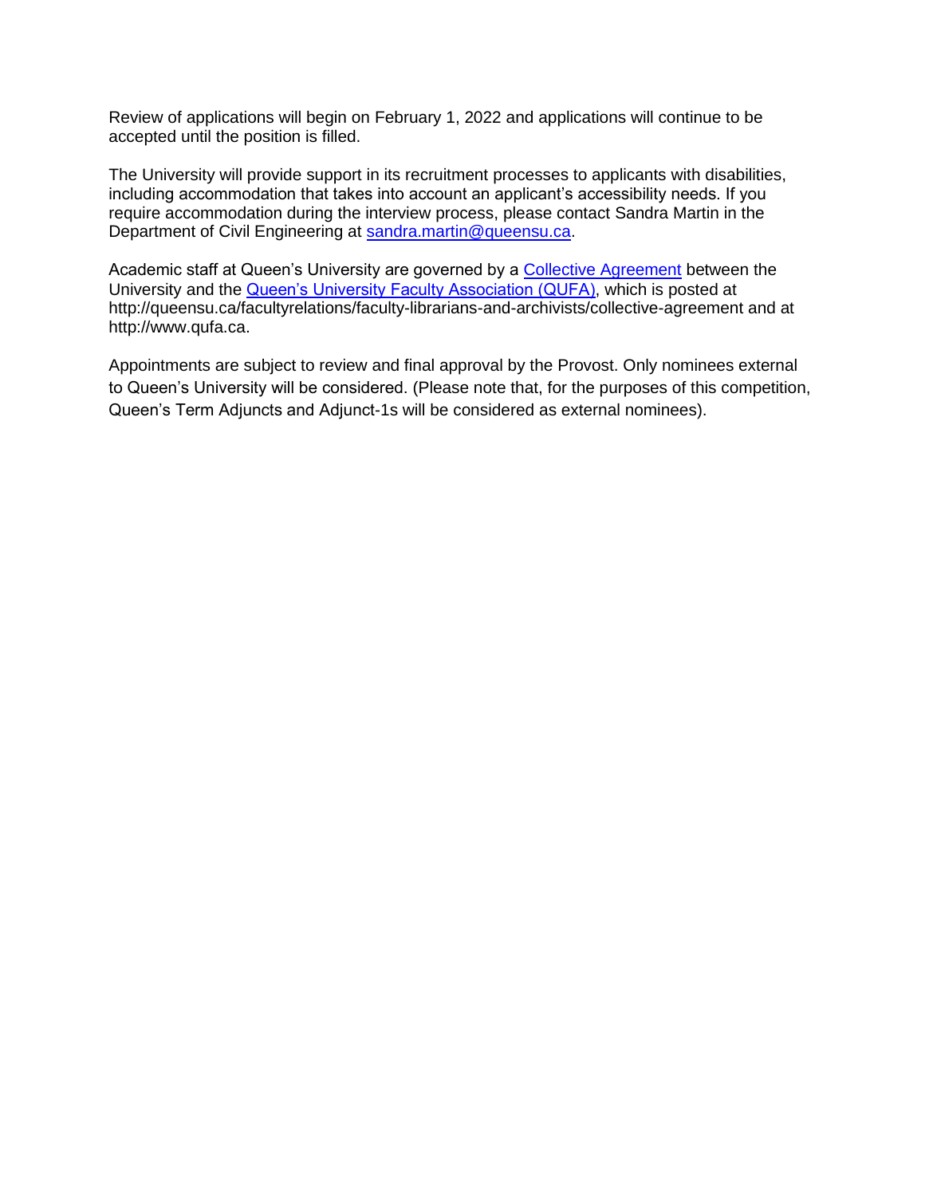Review of applications will begin on February 1, 2022 and applications will continue to be accepted until the position is filled.

The University will provide support in its recruitment processes to applicants with disabilities, including accommodation that takes into account an applicant's accessibility needs. If you require accommodation during the interview process, please contact Sandra Martin in the Department of Civil Engineering at [sandra.martin@queensu.ca](mailto:sandra.martin@queensu.ca).

Academic staff at Queen's University are governed by a Collective Agreement between the University and the Queen's University Faculty Association (QUFA), which is posted at http://queensu.ca/facultyrelations/faculty-librarians-and-archivists/collective-agreement and at http://www.qufa.ca.

Appointments are subject to review and final approval by the Provost. Only nominees external to Queen's University will be considered. (Please note that, for the purposes of this competition, Queen's Term Adjuncts and Adjunct-1s will be considered as external nominees).